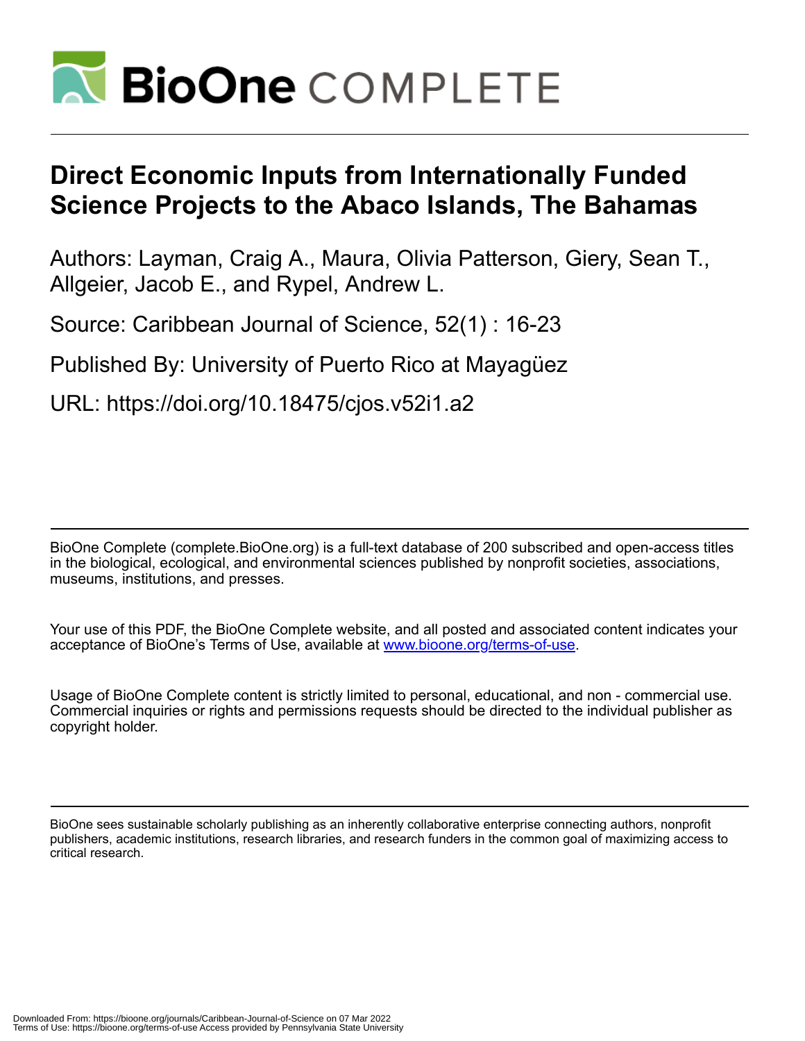# BioOne COMPLETE

# Direct Economic Inputs from Internationally Funded Science Projects to the Abaco Islands, The Bahamas

Authors: Layman, Craig A., Maura, Olivia Patterson, Giery, Sean T., Allgeier, Jacob E., and Rypel, Andrew L.

Source: Caribbean Journal of Science, 52(1) : 16-23

Published By: University of Puerto Rico at Mayagüez

URL: https://doi.org/10.18475/cjos.v52i1.a2

BioOne Complete (complete.BioOne.org) is a full-text database of 200 subscribed and open-access titles in the biological, ecological, and environmental sciences published by nonprofit societies, associations, museums, institutions, and presses.

Your use of this PDF, the BioOne Complete website, and all posted and associated content indicates your acceptance of BioOne's Terms of Use, available at www.bioone.org/terms-of-use.

Usage of BioOne Complete content is strictly limited to personal, educational, and non - commercial use. Commercial inquiries or rights and permissions requests should be directed to the individual publisher as copyright holder.

BioOne sees sustainable scholarly publishing as an inherently collaborative enterprise connecting authors, nonprofit publishers, academic institutions, research libraries, and research funders in the common goal of maximizing access to critical research.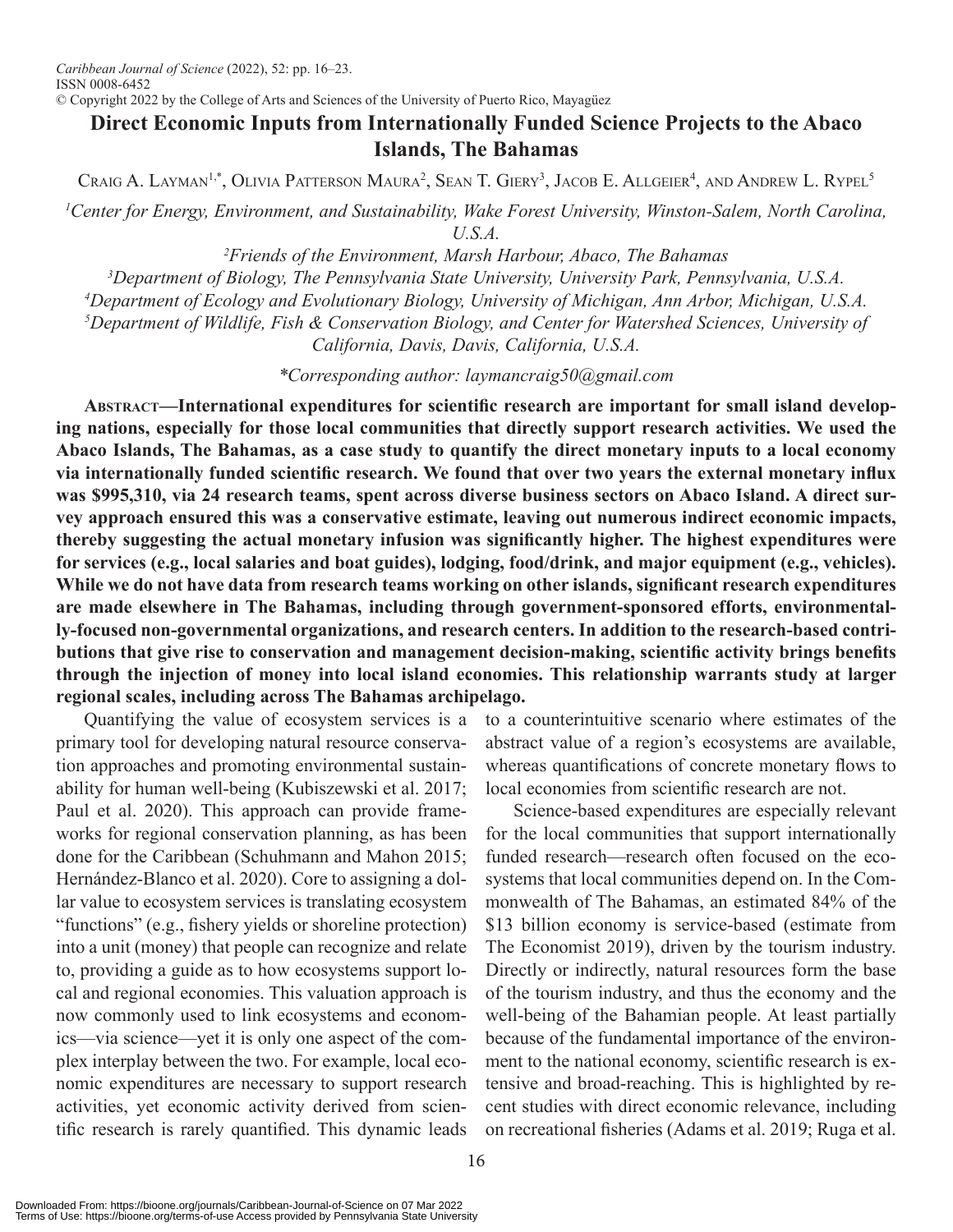# Direct Economic Inputs from Internationally Funded Science Projects to the Abaco Islands, The Bahamas

Craig A. Layman[1,*], Olivia Patterson Maura[2], Sean T. Giery[3], Jacob E. Allgeier[4], and Andrew L. Rypel[5]

[1]*Center for Energy, Environment, and Sustainability, Wake Forest University, Winston-Salem, North Carolina, U.S.A.*

[2]*Friends of the Environment, Marsh Harbour, Abaco, The Bahamas*

[3]*Department of Biology, The Pennsylvania State University, University Park, Pennsylvania, U.S.A.*

[4]*Department of Ecology and Evolutionary Biology, University of Michigan, Ann Arbor, Michigan, U.S.A.*

[5]*Department of Wildlife, Fish & Conservation Biology, and Center for Watershed Sciences, University of California, Davis, Davis, California, U.S.A.*

*\*Corresponding author: laymancraig50@gmail.com*

**Abstract—International expenditures for scientific research are important for small island developing nations, especially for those local communities that directly support research activities. We used the Abaco Islands, The Bahamas, as a case study to quantify the direct monetary inputs to a local economy via internationally funded scientific research. We found that over two years the external monetary influx was $995,310, via 24 research teams, spent across diverse business sectors on Abaco Island. A direct survey approach ensured this was a conservative estimate, leaving out numerous indirect economic impacts, thereby suggesting the actual monetary infusion was significantly higher. The highest expenditures were for services (e.g., local salaries and boat guides), lodging, food/drink, and major equipment (e.g., vehicles). While we do not have data from research teams working on other islands, significant research expenditures are made elsewhere in The Bahamas, including through government-sponsored efforts, environmentally-focused non-governmental organizations, and research centers. In addition to the research-based contributions that give rise to conservation and management decision-making, scientific activity brings benefits through the injection of money into local island economies. This relationship warrants study at larger regional scales, including across The Bahamas archipelago.**

Quantifying the value of ecosystem services is a primary tool for developing natural resource conservation approaches and promoting environmental sustainability for human well-being (Kubiszewski et al. 2017; Paul et al. 2020). This approach can provide frameworks for regional conservation planning, as has been done for the Caribbean (Schuhmann and Mahon 2015; Hernández-Blanco et al. 2020). Core to assigning a dollar value to ecosystem services is translating ecosystem "functions" (e.g., fishery yields or shoreline protection) into a unit (money) that people can recognize and relate to, providing a guide as to how ecosystems support local and regional economies. This valuation approach is now commonly used to link ecosystems and economics—via science—yet it is only one aspect of the complex interplay between the two. For example, local economic expenditures are necessary to support research activities, yet economic activity derived from scientific research is rarely quantified. This dynamic leads to a counterintuitive scenario where estimates of the abstract value of a region's ecosystems are available, whereas quantifications of concrete monetary flows to local economies from scientific research are not.

Science-based expenditures are especially relevant for the local communities that support internationally funded research—research often focused on the ecosystems that local communities depend on. In the Commonwealth of The Bahamas, an estimated 84% of the $13 billion economy is service-based (estimate from The Economist 2019), driven by the tourism industry. Directly or indirectly, natural resources form the base of the tourism industry, and thus the economy and the well-being of the Bahamian people. At least partially because of the fundamental importance of the environment to the national economy, scientific research is extensive and broad-reaching. This is highlighted by recent studies with direct economic relevance, including on recreational fisheries (Adams et al. 2019; Ruga et al.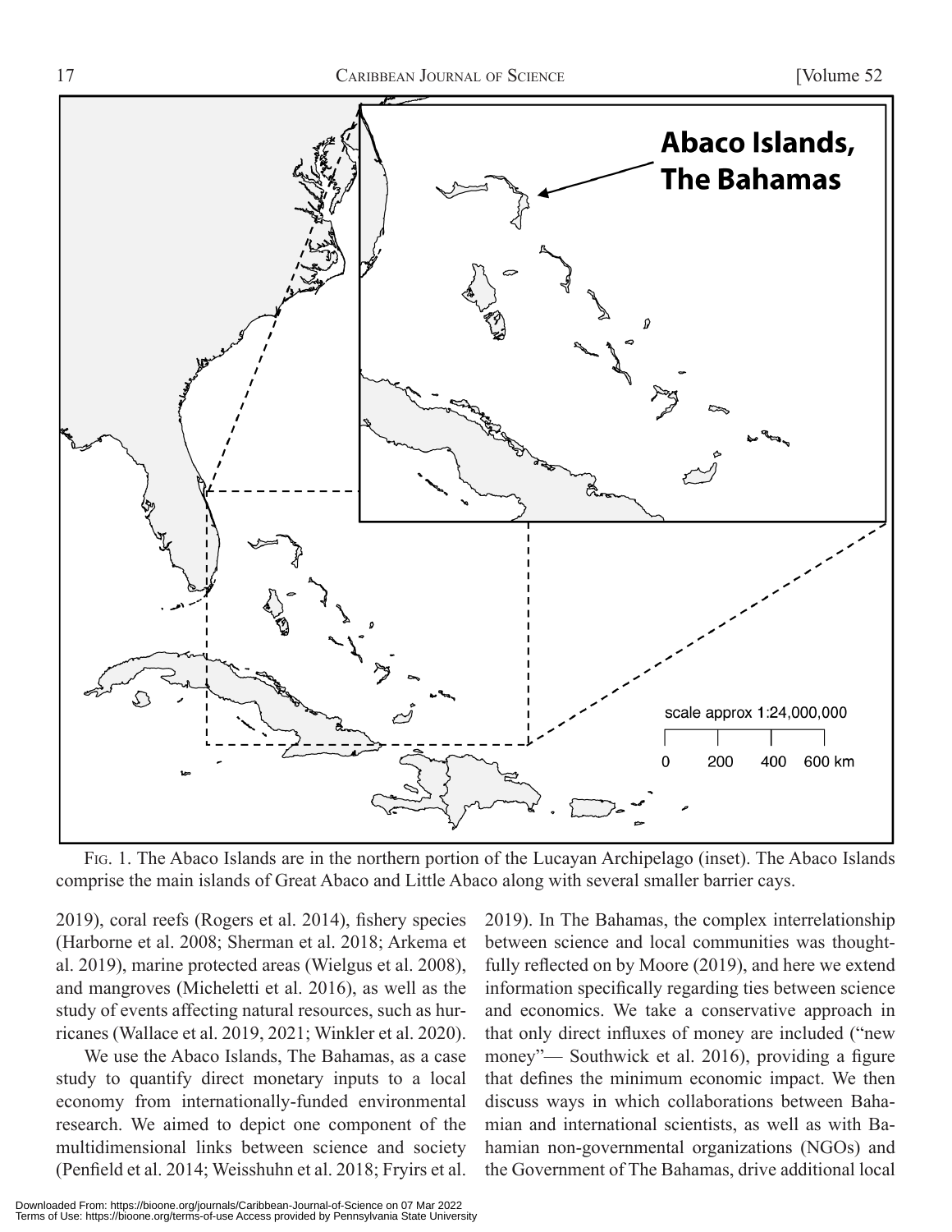Fig. 1. The Abaco Islands are in the northern portion of the Lucayan Archipelago (inset). The Abaco Islands comprise the main islands of Great Abaco and Little Abaco along with several smaller barrier cays.

2019), coral reefs (Rogers et al. 2014), fishery species (Harborne et al. 2008; Sherman et al. 2018; Arkema et al. 2019), marine protected areas (Wielgus et al. 2008), and mangroves (Micheletti et al. 2016), as well as the study of events affecting natural resources, such as hurricanes (Wallace et al. 2019, 2021; Winkler et al. 2020).

We use the Abaco Islands, The Bahamas, as a case study to quantify direct monetary inputs to a local economy from internationally-funded environmental research. We aimed to depict one component of the multidimensional links between science and society (Penfield et al. 2014; Weisshuhn et al. 2018; Fryirs et al. 2019). In The Bahamas, the complex interrelationship between science and local communities was thoughtfully reflected on by Moore (2019), and here we extend information specifically regarding ties between science and economics. We take a conservative approach in that only direct influxes of money are included ("new money"— Southwick et al. 2016), providing a figure that defines the minimum economic impact. We then discuss ways in which collaborations between Bahamian and international scientists, as well as with Bahamian non-governmental organizations (NGOs) and the Government of The Bahamas, drive additional local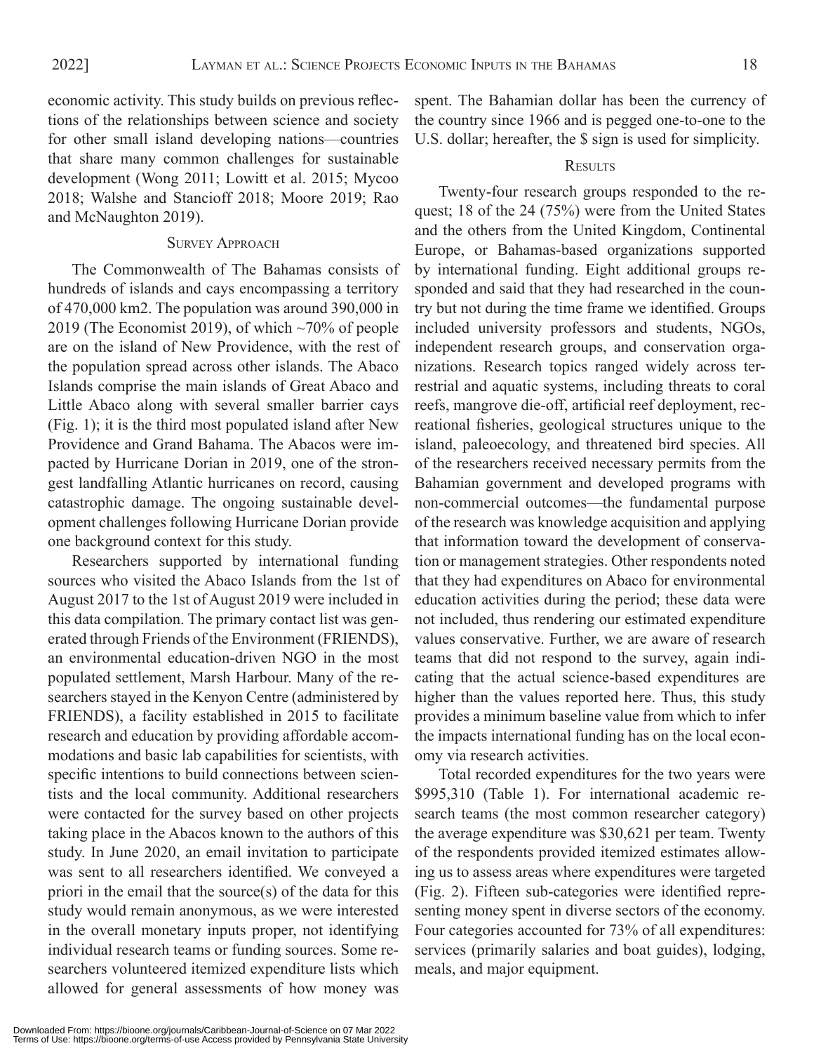economic activity. This study builds on previous reflections of the relationships between science and society for other small island developing nations—countries that share many common challenges for sustainable development (Wong 2011; Lowitt et al. 2015; Mycoo 2018; Walshe and Stancioff 2018; Moore 2019; Rao and McNaughton 2019).

## Survey Approach

The Commonwealth of The Bahamas consists of hundreds of islands and cays encompassing a territory of 470,000 km2. The population was around 390,000 in 2019 (The Economist 2019), of which ~70% of people are on the island of New Providence, with the rest of the population spread across other islands. The Abaco Islands comprise the main islands of Great Abaco and Little Abaco along with several smaller barrier cays (Fig. 1); it is the third most populated island after New Providence and Grand Bahama. The Abacos were impacted by Hurricane Dorian in 2019, one of the strongest landfalling Atlantic hurricanes on record, causing catastrophic damage. The ongoing sustainable development challenges following Hurricane Dorian provide one background context for this study.

Researchers supported by international funding sources who visited the Abaco Islands from the 1st of August 2017 to the 1st of August 2019 were included in this data compilation. The primary contact list was generated through Friends of the Environment (FRIENDS), an environmental education-driven NGO in the most populated settlement, Marsh Harbour. Many of the researchers stayed in the Kenyon Centre (administered by FRIENDS), a facility established in 2015 to facilitate research and education by providing affordable accommodations and basic lab capabilities for scientists, with specific intentions to build connections between scientists and the local community. Additional researchers were contacted for the survey based on other projects taking place in the Abacos known to the authors of this study. In June 2020, an email invitation to participate was sent to all researchers identified. We conveyed a priori in the email that the source(s) of the data for this study would remain anonymous, as we were interested in the overall monetary inputs proper, not identifying individual research teams or funding sources. Some researchers volunteered itemized expenditure lists which allowed for general assessments of how money was spent. The Bahamian dollar has been the currency of the country since 1966 and is pegged one-to-one to the U.S. dollar; hereafter, the $ sign is used for simplicity.

## Results

Twenty-four research groups responded to the request; 18 of the 24 (75%) were from the United States and the others from the United Kingdom, Continental Europe, or Bahamas-based organizations supported by international funding. Eight additional groups responded and said that they had researched in the country but not during the time frame we identified. Groups included university professors and students, NGOs, independent research groups, and conservation organizations. Research topics ranged widely across terrestrial and aquatic systems, including threats to coral reefs, mangrove die-off, artificial reef deployment, recreational fisheries, geological structures unique to the island, paleoecology, and threatened bird species. All of the researchers received necessary permits from the Bahamian government and developed programs with non-commercial outcomes—the fundamental purpose of the research was knowledge acquisition and applying that information toward the development of conservation or management strategies. Other respondents noted that they had expenditures on Abaco for environmental education activities during the period; these data were not included, thus rendering our estimated expenditure values conservative. Further, we are aware of research teams that did not respond to the survey, again indicating that the actual science-based expenditures are higher than the values reported here. Thus, this study provides a minimum baseline value from which to infer the impacts international funding has on the local economy via research activities.

Total recorded expenditures for the two years were $995,310 (Table 1). For international academic research teams (the most common researcher category) the average expenditure was $30,621 per team. Twenty of the respondents provided itemized estimates allowing us to assess areas where expenditures were targeted (Fig. 2). Fifteen sub-categories were identified representing money spent in diverse sectors of the economy. Four categories accounted for 73% of all expenditures: services (primarily salaries and boat guides), lodging, meals, and major equipment.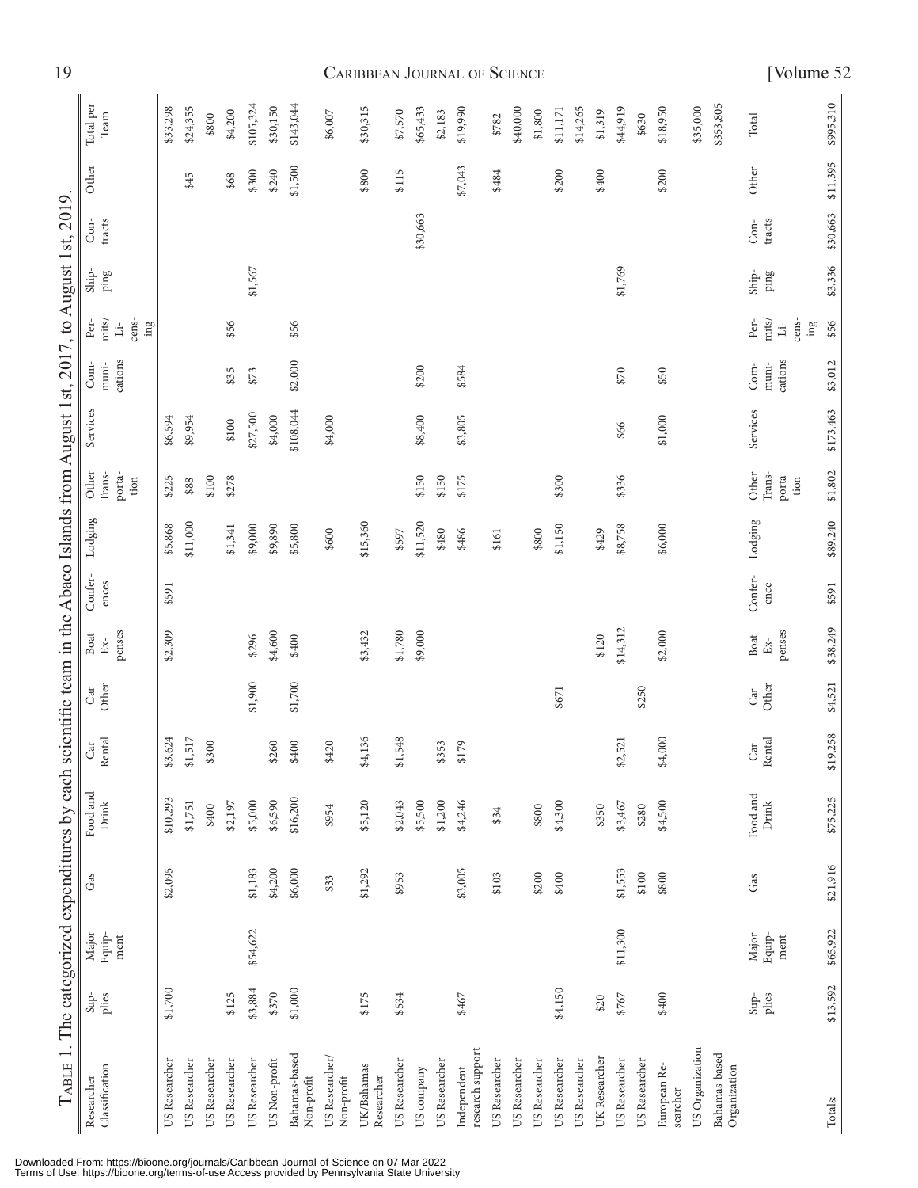TABLE 1. The categorized expenditures by each scientific team in the Abaco Islands from August 1st, 2017, to August 1st, 2019.

| Researcher Classification | Supplies | Major Equipment | Gas | Food and Drink | Car Rental | Car Other | Boat Expenses | Conferences | Lodging | Other Transportation | Services | Communications | Permits/Licensing | Shipping | Contracts | Other | Total per Team |
|---|---|---|---|---|---|---|---|---|---|---|---|---|---|---|---|---|---|
| US Researcher | $1,700 | | $2,095 | $10,293 | $3,624 | | $2,309 | $591 | $5,868 | $225 | $6,594 | | | | | | $33,298 |
| US Researcher | | | | $1,751 | $1,517 | | | | $11,000 | $88 | $9,954 | | | | | $45 | $24,355 |
| US Researcher | | | | $400 | $300 | | | | | $100 | | | | | | | $800 |
| US Researcher | $125 | | | $2,197 | | | | | $1,341 | $278 | $100 | $35 | $56 | | | $68 | $4,200 |
| US Researcher | $3,884 | $54,622 | $1,183 | $5,000 | | $1,900 | $296 | | $9,000 | | $27,500 | $73 | | $1,567 | | $300 | $105,324 |
| US Non-profit | $370 | | $4,200 | $6,590 | $260 | | $4,600 | | $9,890 | | $4,000 | | | | | $240 | $30,150 |
| Bahamas-based Non-profit | $1,000 | | $6,000 | $16,200 | $400 | $1,700 | $400 | | $5,800 | | $108,044 | $2,000 | $56 | | | $1,500 | $143,044 |
| US Researcher/Non-profit | | | $33 | $954 | $420 | | | | $600 | | $4,000 | | | | | | $6,007 |
| UK/Bahamas Researcher | $175 | | $1,292 | $5,120 | $4,136 | | $3,432 | | $15,360 | | | | | | | $800 | $30,315 |
| US Researcher | $534 | | $953 | $2,043 | $1,548 | | $1,780 | | $597 | | | | | | | $115 | $7,570 |
| US company | | | | $5,500 | | | $9,000 | | $11,520 | $150 | $8,400 | $200 | | | $30,663 | | $65,433 |
| US Researcher | | | | $1,200 | $353 | | | | $480 | $150 | | | | | | | $2,183 |
| Independent research support | $467 | | $3,005 | $4,246 | $179 | | | | $486 | $175 | $3,805 | $584 | | | | $7,043 | $19,990 |
| US Researcher | | | $103 | $34 | | | | | $161 | | | | | | | $484 | $782 |
| US Researcher | | | | | | | | | | | | | | | | | $40,000 |
| US Researcher | | | $200 | $800 | | | | | $800 | | | | | | | | $1,800 |
| US Researcher | $4,150 | | $400 | $4,300 | | $671 | | | $1,150 | $300 | | | | | | $200 | $11,171 |
| US Researcher | | | | | | | | | | | | | | | | | $14,265 |
| UK Researcher | $20 | | | $350 | | | $120 | | $429 | | | | | | | $400 | $1,319 |
| US Researcher | $767 | $11,300 | $1,553 | $3,467 | $2,521 | | $14,312 | | $8,758 | $336 | $66 | $70 | | $1,769 | | | $44,919 |
| US Researcher | | | $100 | $280 | | $250 | | | | | | | | | | | $630 |
| European Researcher | $400 | | $800 | $4,500 | $4,000 | | $2,000 | | $6,000 | | $1,000 | $50 | | | | $200 | $18,950 |
| US Organization | | | | | | | | | | | | | | | | | $35,000 |
| Bahamas-based Organization | | | | | | | | | | | | | | | | | $353,805 |
| | Supplies | Major Equipment | Gas | Food and Drink | Car Rental | Car Other | Boat Expenses | Conference | Lodging | Other Transportation | Services | Communications | Permits/Licensing | Shipping | Contracts | Other | Total |
| Totals: | $13,592 | $65,922 | $21,916 | $75,225 | $19,258 | $4,521 | $38,249 | $591 | $89,240 | $1,802 | $173,463 | $3,012 | $56 | $3,336 | $30,663 | $11,395 | $995,310 |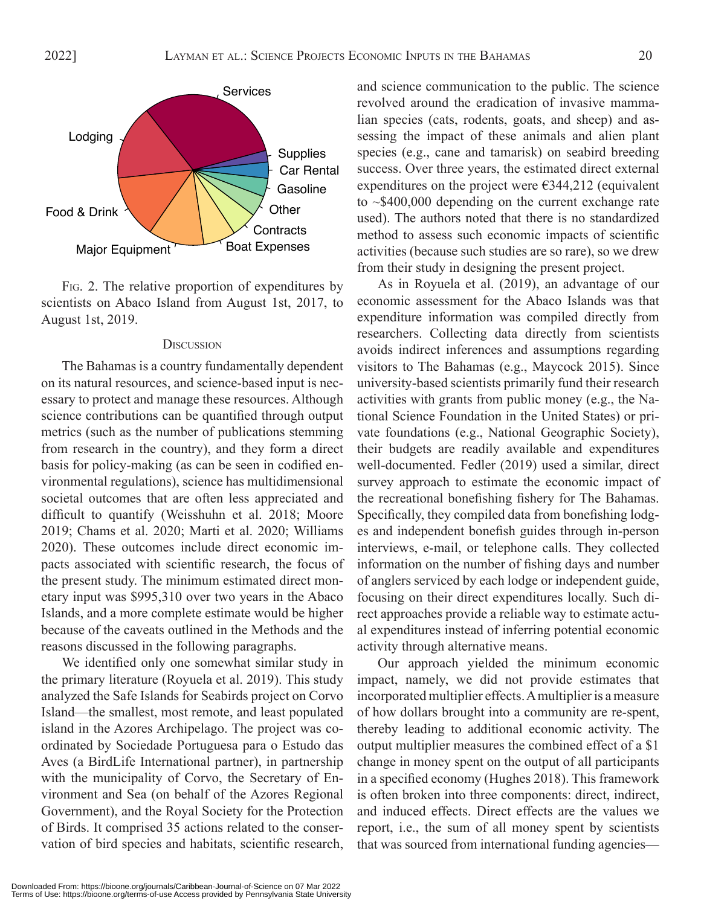Fig. 2. The relative proportion of expenditures by scientists on Abaco Island from August 1st, 2017, to August 1st, 2019.

## Discussion

The Bahamas is a country fundamentally dependent on its natural resources, and science-based input is necessary to protect and manage these resources. Although science contributions can be quantified through output metrics (such as the number of publications stemming from research in the country), and they form a direct basis for policy-making (as can be seen in codified environmental regulations), science has multidimensional societal outcomes that are often less appreciated and difficult to quantify (Weisshuhn et al. 2018; Moore 2019; Chams et al. 2020; Marti et al. 2020; Williams 2020). These outcomes include direct economic impacts associated with scientific research, the focus of the present study. The minimum estimated direct monetary input was $995,310 over two years in the Abaco Islands, and a more complete estimate would be higher because of the caveats outlined in the Methods and the reasons discussed in the following paragraphs.

We identified only one somewhat similar study in the primary literature (Royuela et al. 2019). This study analyzed the Safe Islands for Seabirds project on Corvo Island—the smallest, most remote, and least populated island in the Azores Archipelago. The project was coordinated by Sociedade Portuguesa para o Estudo das Aves (a BirdLife International partner), in partnership with the municipality of Corvo, the Secretary of Environment and Sea (on behalf of the Azores Regional Government), and the Royal Society for the Protection of Birds. It comprised 35 actions related to the conservation of bird species and habitats, scientific research, and science communication to the public. The science revolved around the eradication of invasive mammalian species (cats, rodents, goats, and sheep) and assessing the impact of these animals and alien plant species (e.g., cane and tamarisk) on seabird breeding success. Over three years, the estimated direct external expenditures on the project were €344,212 (equivalent to ~$400,000 depending on the current exchange rate used). The authors noted that there is no standardized method to assess such economic impacts of scientific activities (because such studies are so rare), so we drew from their study in designing the present project.

As in Royuela et al. (2019), an advantage of our economic assessment for the Abaco Islands was that expenditure information was compiled directly from researchers. Collecting data directly from scientists avoids indirect inferences and assumptions regarding visitors to The Bahamas (e.g., Maycock 2015). Since university-based scientists primarily fund their research activities with grants from public money (e.g., the National Science Foundation in the United States) or private foundations (e.g., National Geographic Society), their budgets are readily available and expenditures well-documented. Fedler (2019) used a similar, direct survey approach to estimate the economic impact of the recreational bonefishing fishery for The Bahamas. Specifically, they compiled data from bonefishing lodges and independent bonefish guides through in-person interviews, e-mail, or telephone calls. They collected information on the number of fishing days and number of anglers serviced by each lodge or independent guide, focusing on their direct expenditures locally. Such direct approaches provide a reliable way to estimate actual expenditures instead of inferring potential economic activity through alternative means.

Our approach yielded the minimum economic impact, namely, we did not provide estimates that incorporated multiplier effects. A multiplier is a measure of how dollars brought into a community are re-spent, thereby leading to additional economic activity. The output multiplier measures the combined effect of a $1 change in money spent on the output of all participants in a specified economy (Hughes 2018). This framework is often broken into three components: direct, indirect, and induced effects. Direct effects are the values we report, i.e., the sum of all money spent by scientists that was sourced from international funding agencies—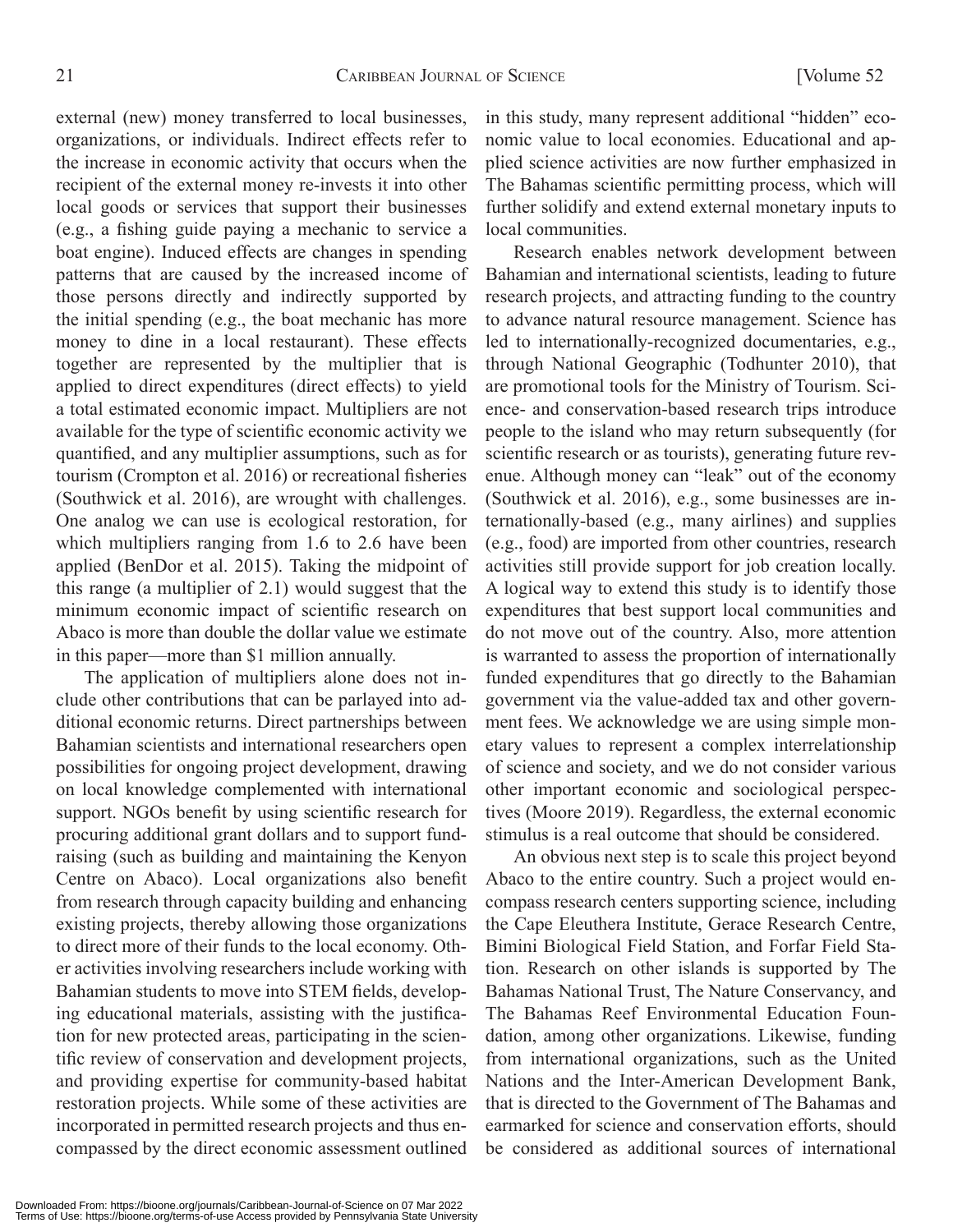external (new) money transferred to local businesses, organizations, or individuals. Indirect effects refer to the increase in economic activity that occurs when the recipient of the external money re-invests it into other local goods or services that support their businesses (e.g., a fishing guide paying a mechanic to service a boat engine). Induced effects are changes in spending patterns that are caused by the increased income of those persons directly and indirectly supported by the initial spending (e.g., the boat mechanic has more money to dine in a local restaurant). These effects together are represented by the multiplier that is applied to direct expenditures (direct effects) to yield a total estimated economic impact. Multipliers are not available for the type of scientific economic activity we quantified, and any multiplier assumptions, such as for tourism (Crompton et al. 2016) or recreational fisheries (Southwick et al. 2016), are wrought with challenges. One analog we can use is ecological restoration, for which multipliers ranging from 1.6 to 2.6 have been applied (BenDor et al. 2015). Taking the midpoint of this range (a multiplier of 2.1) would suggest that the minimum economic impact of scientific research on Abaco is more than double the dollar value we estimate in this paper—more than $1 million annually.

The application of multipliers alone does not include other contributions that can be parlayed into additional economic returns. Direct partnerships between Bahamian scientists and international researchers open possibilities for ongoing project development, drawing on local knowledge complemented with international support. NGOs benefit by using scientific research for procuring additional grant dollars and to support fundraising (such as building and maintaining the Kenyon Centre on Abaco). Local organizations also benefit from research through capacity building and enhancing existing projects, thereby allowing those organizations to direct more of their funds to the local economy. Other activities involving researchers include working with Bahamian students to move into STEM fields, developing educational materials, assisting with the justification for new protected areas, participating in the scientific review of conservation and development projects, and providing expertise for community-based habitat restoration projects. While some of these activities are incorporated in permitted research projects and thus encompassed by the direct economic assessment outlined in this study, many represent additional "hidden" economic value to local economies. Educational and applied science activities are now further emphasized in The Bahamas scientific permitting process, which will further solidify and extend external monetary inputs to local communities.

Research enables network development between Bahamian and international scientists, leading to future research projects, and attracting funding to the country to advance natural resource management. Science has led to internationally-recognized documentaries, e.g., through National Geographic (Todhunter 2010), that are promotional tools for the Ministry of Tourism. Science- and conservation-based research trips introduce people to the island who may return subsequently (for scientific research or as tourists), generating future revenue. Although money can "leak" out of the economy (Southwick et al. 2016), e.g., some businesses are internationally-based (e.g., many airlines) and supplies (e.g., food) are imported from other countries, research activities still provide support for job creation locally. A logical way to extend this study is to identify those expenditures that best support local communities and do not move out of the country. Also, more attention is warranted to assess the proportion of internationally funded expenditures that go directly to the Bahamian government via the value-added tax and other government fees. We acknowledge we are using simple monetary values to represent a complex interrelationship of science and society, and we do not consider various other important economic and sociological perspectives (Moore 2019). Regardless, the external economic stimulus is a real outcome that should be considered.

An obvious next step is to scale this project beyond Abaco to the entire country. Such a project would encompass research centers supporting science, including the Cape Eleuthera Institute, Gerace Research Centre, Bimini Biological Field Station, and Forfar Field Station. Research on other islands is supported by The Bahamas National Trust, The Nature Conservancy, and The Bahamas Reef Environmental Education Foundation, among other organizations. Likewise, funding from international organizations, such as the United Nations and the Inter-American Development Bank, that is directed to the Government of The Bahamas and earmarked for science and conservation efforts, should be considered as additional sources of international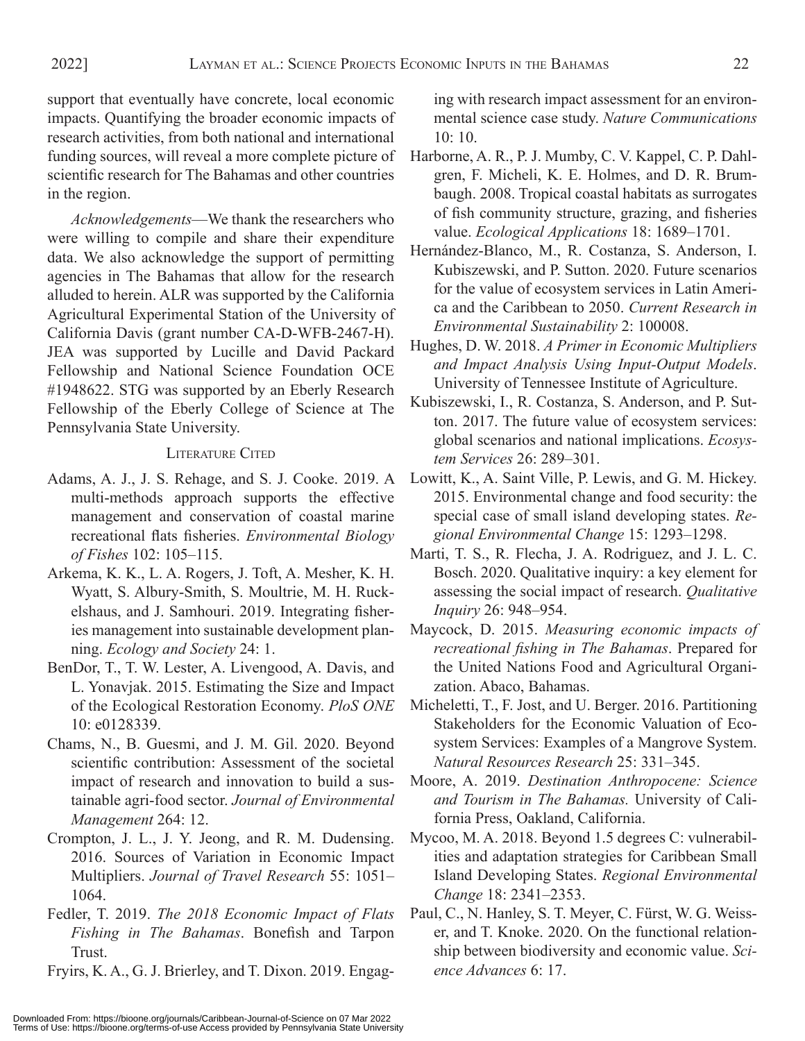support that eventually have concrete, local economic impacts. Quantifying the broader economic impacts of research activities, from both national and international funding sources, will reveal a more complete picture of scientific research for The Bahamas and other countries in the region.

*Acknowledgements*—We thank the researchers who were willing to compile and share their expenditure data. We also acknowledge the support of permitting agencies in The Bahamas that allow for the research alluded to herein. ALR was supported by the California Agricultural Experimental Station of the University of California Davis (grant number CA-D-WFB-2467-H). JEA was supported by Lucille and David Packard Fellowship and National Science Foundation OCE #1948622. STG was supported by an Eberly Research Fellowship of the Eberly College of Science at The Pennsylvania State University.

## Literature Cited

Adams, A. J., J. S. Rehage, and S. J. Cooke. 2019. A multi-methods approach supports the effective management and conservation of coastal marine recreational flats fisheries. *Environmental Biology of Fishes* 102: 105–115.

Arkema, K. K., L. A. Rogers, J. Toft, A. Mesher, K. H. Wyatt, S. Albury-Smith, S. Moultrie, M. H. Ruckelshaus, and J. Samhouri. 2019. Integrating fisheries management into sustainable development planning. *Ecology and Society* 24: 1.

BenDor, T., T. W. Lester, A. Livengood, A. Davis, and L. Yonavjak. 2015. Estimating the Size and Impact of the Ecological Restoration Economy. *PloS ONE* 10: e0128339.

Chams, N., B. Guesmi, and J. M. Gil. 2020. Beyond scientific contribution: Assessment of the societal impact of research and innovation to build a sustainable agri-food sector. *Journal of Environmental Management* 264: 12.

Crompton, J. L., J. Y. Jeong, and R. M. Dudensing. 2016. Sources of Variation in Economic Impact Multipliers. *Journal of Travel Research* 55: 1051–1064.

Fedler, T. 2019. *The 2018 Economic Impact of Flats Fishing in The Bahamas*. Bonefish and Tarpon Trust.

Fryirs, K. A., G. J. Brierley, and T. Dixon. 2019. Engaging with research impact assessment for an environmental science case study. *Nature Communications* 10: 10.

Harborne, A. R., P. J. Mumby, C. V. Kappel, C. P. Dahlgren, F. Micheli, K. E. Holmes, and D. R. Brumbaugh. 2008. Tropical coastal habitats as surrogates of fish community structure, grazing, and fisheries value. *Ecological Applications* 18: 1689–1701.

Hernández-Blanco, M., R. Costanza, S. Anderson, I. Kubiszewski, and P. Sutton. 2020. Future scenarios for the value of ecosystem services in Latin America and the Caribbean to 2050. *Current Research in Environmental Sustainability* 2: 100008.

Hughes, D. W. 2018. *A Primer in Economic Multipliers and Impact Analysis Using Input-Output Models*. University of Tennessee Institute of Agriculture.

Kubiszewski, I., R. Costanza, S. Anderson, and P. Sutton. 2017. The future value of ecosystem services: global scenarios and national implications. *Ecosystem Services* 26: 289–301.

Lowitt, K., A. Saint Ville, P. Lewis, and G. M. Hickey. 2015. Environmental change and food security: the special case of small island developing states. *Regional Environmental Change* 15: 1293–1298.

Marti, T. S., R. Flecha, J. A. Rodriguez, and J. L. C. Bosch. 2020. Qualitative inquiry: a key element for assessing the social impact of research. *Qualitative Inquiry* 26: 948–954.

Maycock, D. 2015. *Measuring economic impacts of recreational fishing in The Bahamas*. Prepared for the United Nations Food and Agricultural Organization. Abaco, Bahamas.

Micheletti, T., F. Jost, and U. Berger. 2016. Partitioning Stakeholders for the Economic Valuation of Ecosystem Services: Examples of a Mangrove System. *Natural Resources Research* 25: 331–345.

Moore, A. 2019. *Destination Anthropocene: Science and Tourism in The Bahamas.* University of California Press, Oakland, California.

Mycoo, M. A. 2018. Beyond 1.5 degrees C: vulnerabilities and adaptation strategies for Caribbean Small Island Developing States. *Regional Environmental Change* 18: 2341–2353.

Paul, C., N. Hanley, S. T. Meyer, C. Fürst, W. G. Weisser, and T. Knoke. 2020. On the functional relationship between biodiversity and economic value. *Science Advances* 6: 17.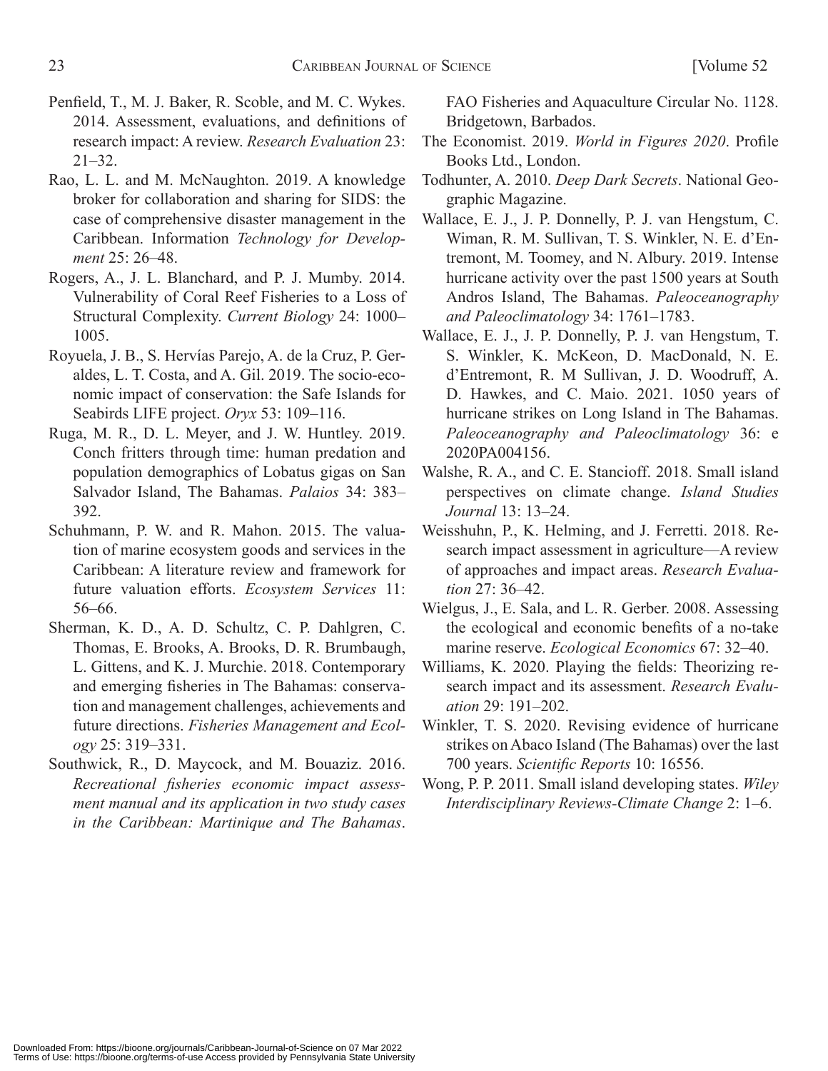Penfield, T., M. J. Baker, R. Scoble, and M. C. Wykes. 2014. Assessment, evaluations, and definitions of research impact: A review. *Research Evaluation* 23: 21–32.

Rao, L. L. and M. McNaughton. 2019. A knowledge broker for collaboration and sharing for SIDS: the case of comprehensive disaster management in the Caribbean. Information *Technology for Development* 25: 26–48.

Rogers, A., J. L. Blanchard, and P. J. Mumby. 2014. Vulnerability of Coral Reef Fisheries to a Loss of Structural Complexity. *Current Biology* 24: 1000–1005.

Royuela, J. B., S. Hervías Parejo, A. de la Cruz, P. Geraldes, L. T. Costa, and A. Gil. 2019. The socio-economic impact of conservation: the Safe Islands for Seabirds LIFE project. *Oryx* 53: 109–116.

Ruga, M. R., D. L. Meyer, and J. W. Huntley. 2019. Conch fritters through time: human predation and population demographics of Lobatus gigas on San Salvador Island, The Bahamas. *Palaios* 34: 383–392.

Schuhmann, P. W. and R. Mahon. 2015. The valuation of marine ecosystem goods and services in the Caribbean: A literature review and framework for future valuation efforts. *Ecosystem Services* 11: 56–66.

Sherman, K. D., A. D. Schultz, C. P. Dahlgren, C. Thomas, E. Brooks, A. Brooks, D. R. Brumbaugh, L. Gittens, and K. J. Murchie. 2018. Contemporary and emerging fisheries in The Bahamas: conservation and management challenges, achievements and future directions. *Fisheries Management and Ecology* 25: 319–331.

Southwick, R., D. Maycock, and M. Bouaziz. 2016. *Recreational fisheries economic impact assessment manual and its application in two study cases in the Caribbean: Martinique and The Bahamas*. FAO Fisheries and Aquaculture Circular No. 1128. Bridgetown, Barbados.

The Economist. 2019. *World in Figures 2020*. Profile Books Ltd., London.

Todhunter, A. 2010. *Deep Dark Secrets*. National Geographic Magazine.

Wallace, E. J., J. P. Donnelly, P. J. van Hengstum, C. Wiman, R. M. Sullivan, T. S. Winkler, N. E. d'Entremont, M. Toomey, and N. Albury. 2019. Intense hurricane activity over the past 1500 years at South Andros Island, The Bahamas. *Paleoceanography and Paleoclimatology* 34: 1761–1783.

Wallace, E. J., J. P. Donnelly, P. J. van Hengstum, T. S. Winkler, K. McKeon, D. MacDonald, N. E. d'Entremont, R. M Sullivan, J. D. Woodruff, A. D. Hawkes, and C. Maio. 2021. 1050 years of hurricane strikes on Long Island in The Bahamas. *Paleoceanography and Paleoclimatology* 36: e 2020PA004156.

Walshe, R. A., and C. E. Stancioff. 2018. Small island perspectives on climate change. *Island Studies Journal* 13: 13–24.

Weisshuhn, P., K. Helming, and J. Ferretti. 2018. Research impact assessment in agriculture—A review of approaches and impact areas. *Research Evaluation* 27: 36–42.

Wielgus, J., E. Sala, and L. R. Gerber. 2008. Assessing the ecological and economic benefits of a no-take marine reserve. *Ecological Economics* 67: 32–40.

Williams, K. 2020. Playing the fields: Theorizing research impact and its assessment. *Research Evaluation* 29: 191–202.

Winkler, T. S. 2020. Revising evidence of hurricane strikes on Abaco Island (The Bahamas) over the last 700 years. *Scientific Reports* 10: 16556.

Wong, P. P. 2011. Small island developing states. *Wiley Interdisciplinary Reviews-Climate Change* 2: 1–6.